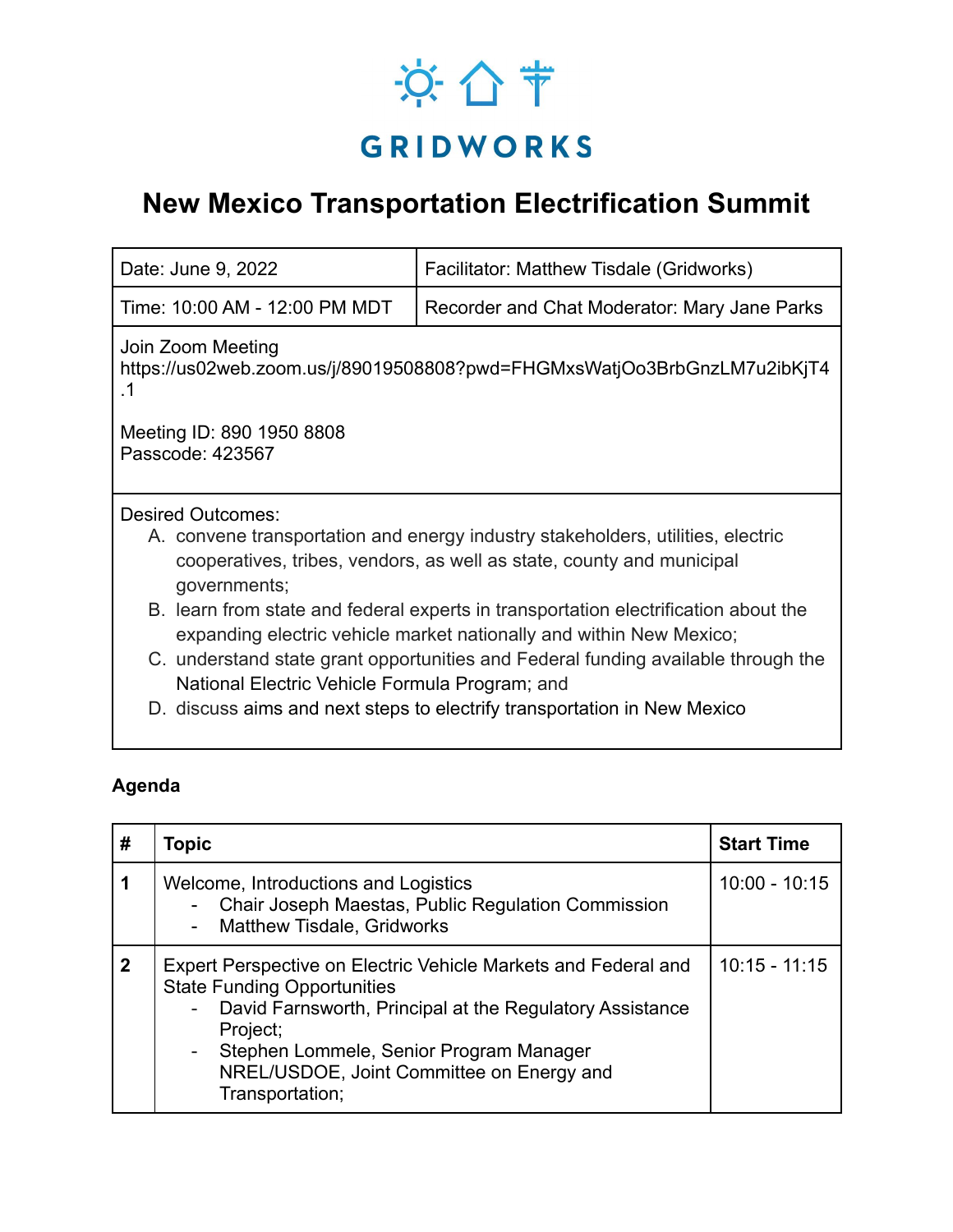GRIDWORKS

# New Mexico Transportation Electrification Summit

| Date: June 9, 2022 | Facilitator: Matthew Tisdale (Gridworks) |
|---|---|
| Time: 10:00 AM - 12:00 PM MDT | Recorder and Chat Moderator: Mary Jane Parks |

Join Zoom Meeting
https://us02web.zoom.us/j/89019508808?pwd=FHGMxsWatjOo3BrbGnzLM7u2ibKjT4.1

Meeting ID: 890 1950 8808
Passcode: 423567

Desired Outcomes:

A. convene transportation and energy industry stakeholders, utilities, electric cooperatives, tribes, vendors, as well as state, county and municipal governments;
B. learn from state and federal experts in transportation electrification about the expanding electric vehicle market nationally and within New Mexico;
C. understand state grant opportunities and Federal funding available through the National Electric Vehicle Formula Program; and
D. discuss aims and next steps to electrify transportation in New Mexico

**Agenda**

| # | Topic | Start Time |
|---|---|---|
| **1** | Welcome, Introductions and Logistics<br>- Chair Joseph Maestas, Public Regulation Commission<br>- Matthew Tisdale, Gridworks | 10:00 - 10:15 |
| **2** | Expert Perspective on Electric Vehicle Markets and Federal and State Funding Opportunities<br>- David Farnsworth, Principal at the Regulatory Assistance Project;<br>- Stephen Lommele, Senior Program Manager NREL/USDOE, Joint Committee on Energy and Transportation; | 10:15 - 11:15 |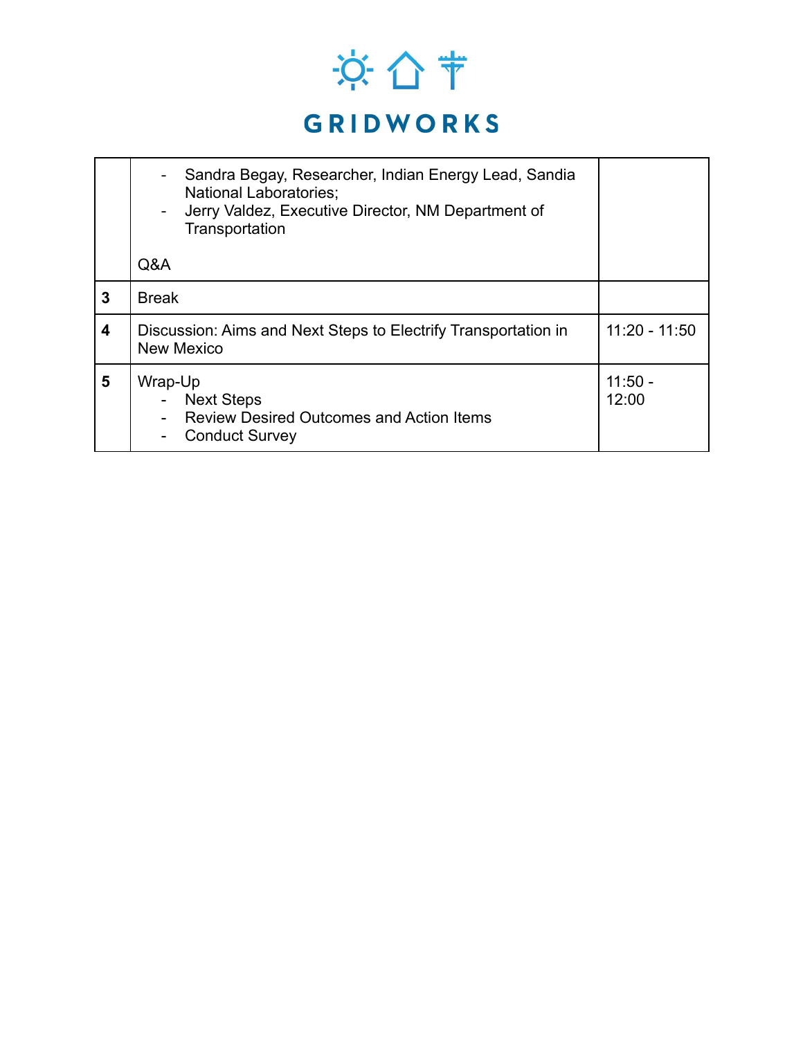| | | |
|---|---|---|
| | - Sandra Begay, Researcher, Indian Energy Lead, Sandia National Laboratories;<br>- Jerry Valdez, Executive Director, NM Department of Transportation<br><br>Q&A | |
| **3** | Break | |
| **4** | Discussion: Aims and Next Steps to Electrify Transportation in New Mexico | 11:20 - 11:50 |
| **5** | Wrap-Up<br>- Next Steps<br>- Review Desired Outcomes and Action Items<br>- Conduct Survey | 11:50 - 12:00 |